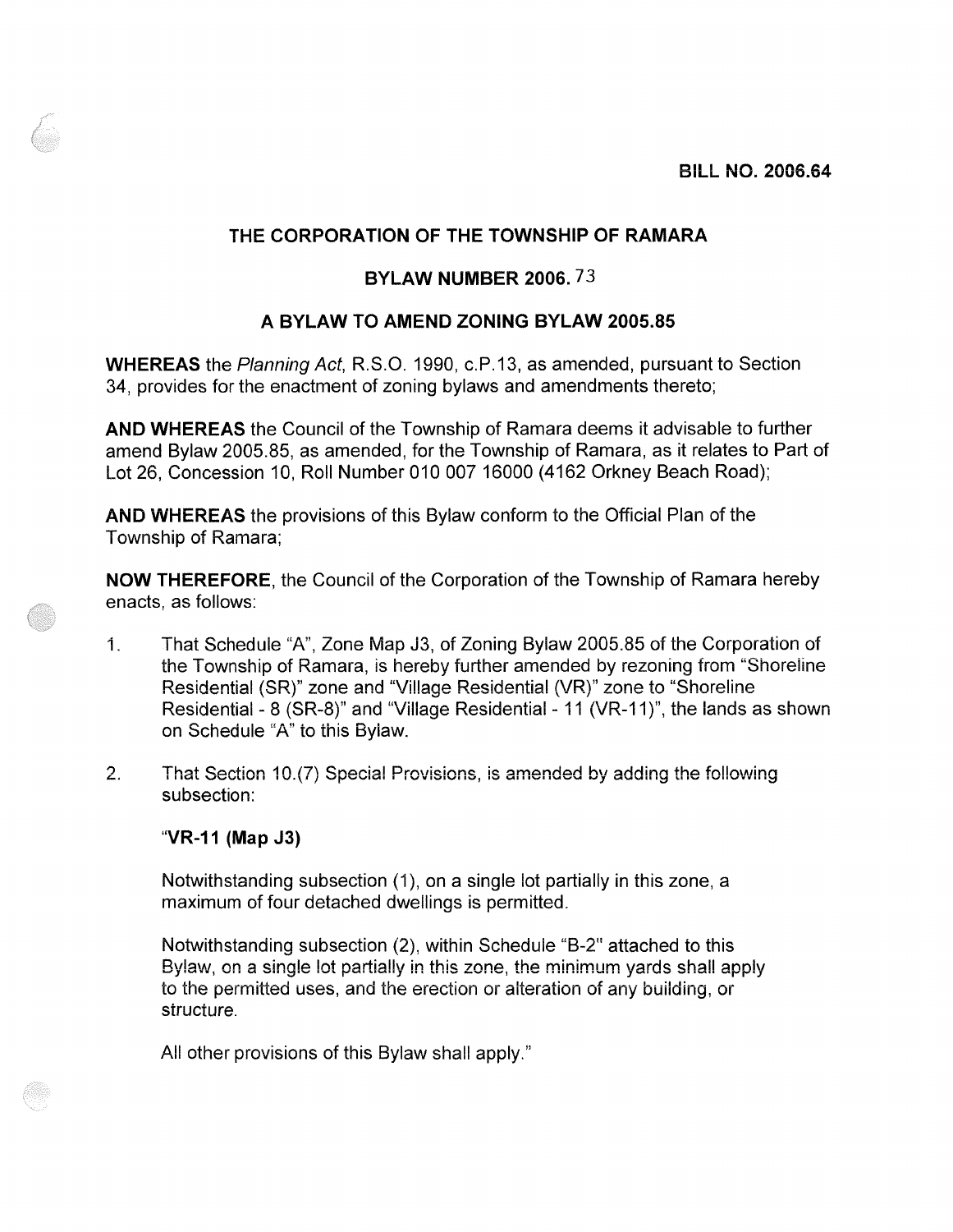**BILL NO. 2006.64**

## THE CORPORATION OF THE TOWNSHIP OF RAMARA

## BYLAW NUMBER 2006. 73

## A BYLAW TO AMEND ZONING BYLAW 2005.85

**WHEREAS** the *Planning Act*, R.S.O. 1990, c.P.13, as amended, pursuant to Section 34, provides for the enactment of zoning bylaws and amendments thereto;

**AND WHEREAS** the Council of the Township of Ramara deems it advisable to further amend Bylaw 2005.85, as amended, for the Township of Ramara, as it relates to Part of Lot 26, Concession 10, Roll Number 010 007 16000 (4162 Orkney Beach Road);

**AND WHEREAS** the provisions of this Bylaw conform to the Official Plan of the Township of Ramara;

**NOW THEREFORE**, the Council of the Corporation of the Township of Ramara hereby enacts, as follows:

1. That Schedule "A", Zone Map J3, of Zoning Bylaw 2005.85 of the Corporation of the Township of Ramara, is hereby further amended by rezoning from "Shoreline Residential (SR)" zone and "Village Residential (VR)" zone to "Shoreline Residential - 8 (SR-8)" and "Village Residential - 11 (VR-11)", the lands as shown on Schedule "A" to this Bylaw.

2. That Section 10.(7) Special Provisions, is amended by adding the following subsection:

   "**VR-11 (Map J3)**

   Notwithstanding subsection (1), on a single lot partially in this zone, a maximum of four detached dwellings is permitted.

   Notwithstanding subsection (2), within Schedule "B-2" attached to this Bylaw, on a single lot partially in this zone, the minimum yards shall apply to the permitted uses, and the erection or alteration of any building, or structure.

   All other provisions of this Bylaw shall apply."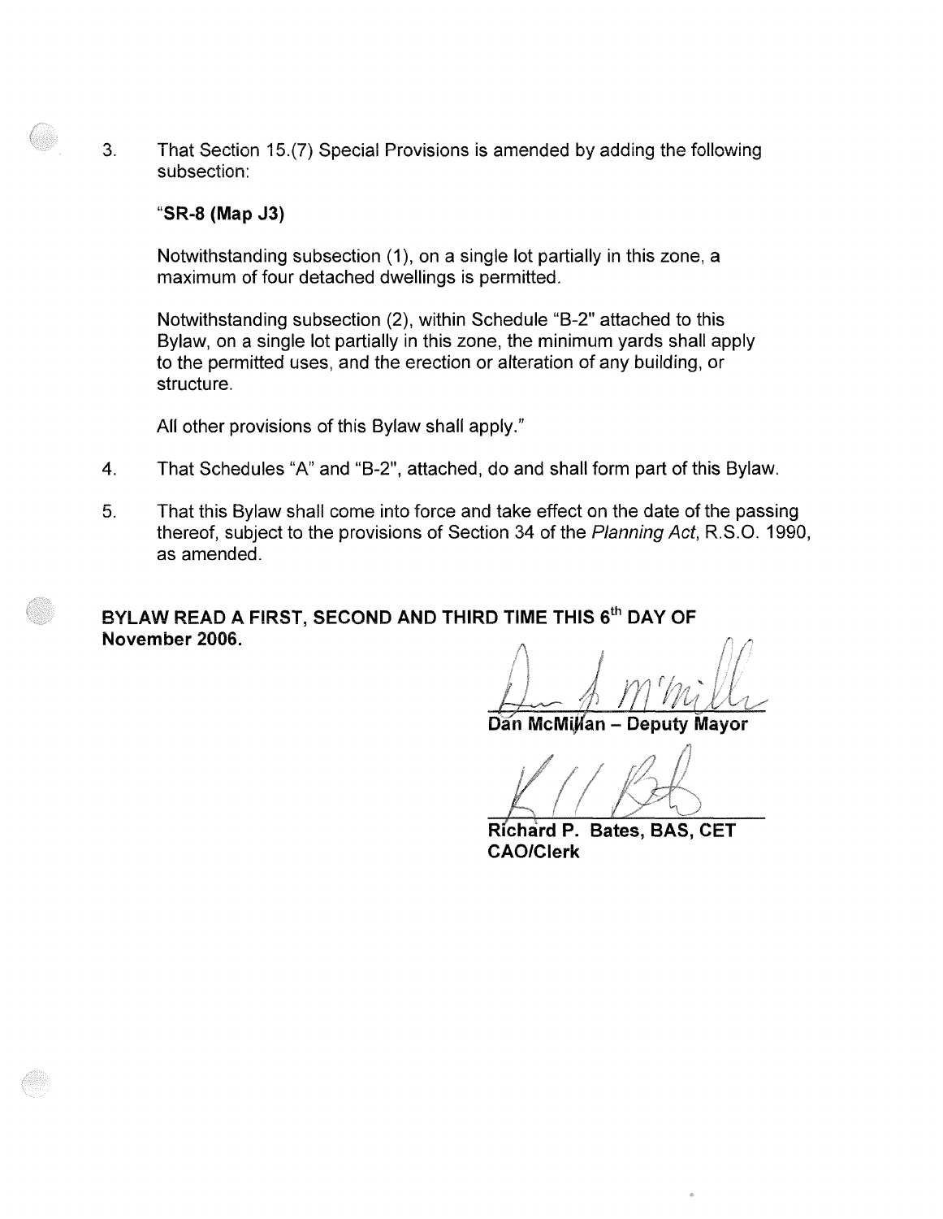3. That Section 15.(7) Special Provisions is amended by adding the following subsection:

   "**SR-8 (Map J3)**

   Notwithstanding subsection (1), on a single lot partially in this zone, a maximum of four detached dwellings is permitted.

   Notwithstanding subsection (2), within Schedule "B-2" attached to this Bylaw, on a single lot partially in this zone, the minimum yards shall apply to the permitted uses, and the erection or alteration of any building, or structure.

   All other provisions of this Bylaw shall apply."

4. That Schedules "A" and "B-2", attached, do and shall form part of this Bylaw.

5. That this Bylaw shall come into force and take effect on the date of the passing thereof, subject to the provisions of Section 34 of the *Planning Act*, R.S.O. 1990, as amended.

**BYLAW READ A FIRST, SECOND AND THIRD TIME THIS 6th DAY OF November 2006.**

**Dan McMillan – Deputy Mayor**

**Richard P. Bates, BAS, CET**
**CAO/Clerk**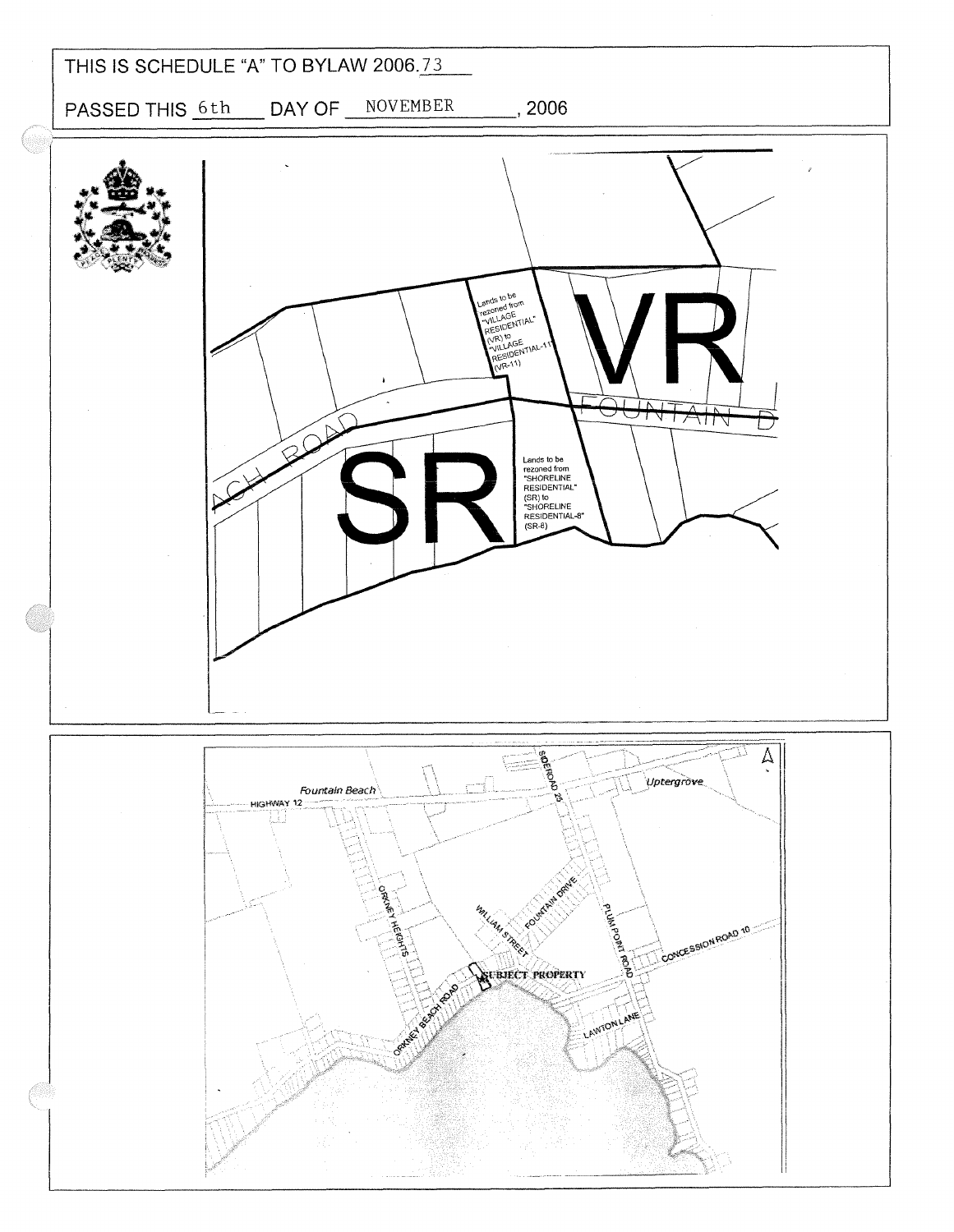THIS IS SCHEDULE "A" TO BYLAW 2006.73

PASSED THIS 6th DAY OF NOVEMBER, 2006

Lands to be rezoned from "VILLAGE RESIDENTIAL" (VR) to "VILLAGE RESIDENTIAL-11" (VR-11)

VR

FOUNTAIN D

ACH ROAD

SR

Lands to be rezoned from "SHORELINE RESIDENTIAL" (SR) to "SHORELINE RESIDENTIAL-8" (SR-8)

Fountain Beach

HIGHWAY 12

SIDEROAD 25

Uptergrove

ORKNEY HEIGHTS

WILLIAM STREET

FOUNTAIN DRIVE

PLUM POINT ROAD

CONCESSION ROAD 10

SUBJECT PROPERTY

ORKNEY BEACH ROAD

LAWTON LANE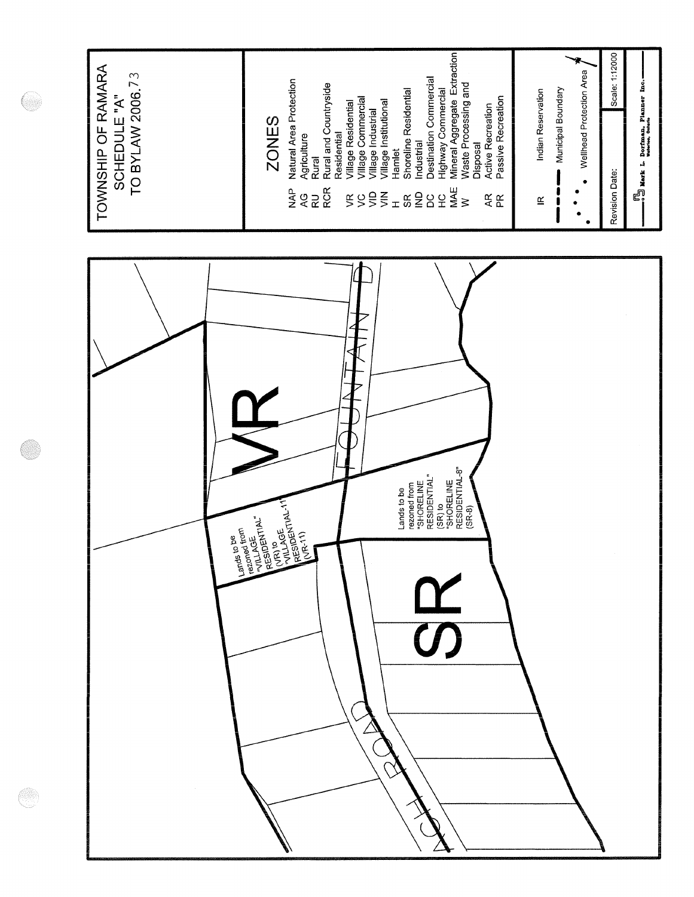# TOWNSHIP OF RAMARA
## SCHEDULE "A"
## TO BYLAW 2006.73

### ZONES

| Code | Zone |
|---|---|
| NAP | Natural Area Protection |
| AG | Agriculture |
| RU | Rural |
| RCR | Rural and Countryside Residential |
| VR | Village Residential |
| VC | Village Commercial |
| VID | Village Industrial |
| VIN | Village Institutional |
| H | Hamlet |
| SR | Shoreline Residential |
| IND | Industrial |
| DC | Destination Commercial |
| HC | Highway Commercial |
| MAE | Mineral Aggregate Extraction |
| W | Waste Processing and Disposal |
| AR | Active Recreation |
| PR | Passive Recreation |

IR — Indian Reservation

Municipal Boundary

Wellhead Protection Area

Revision Date:

Scale: 1:12000

Mark L. Dorfman, Planner Inc.
Waterloo, Ontario

VR

SR

FOUNTAIN D

...ACH ROAD

Lands to be rezoned from "VILLAGE RESIDENTIAL" (VR) to "VILLAGE RESIDENTIAL-11" (VR-11)

Lands to be rezoned from "SHORELINE RESIDENTIAL" (SR) to "SHORELINE RESIDENTIAL-8" (SR-8)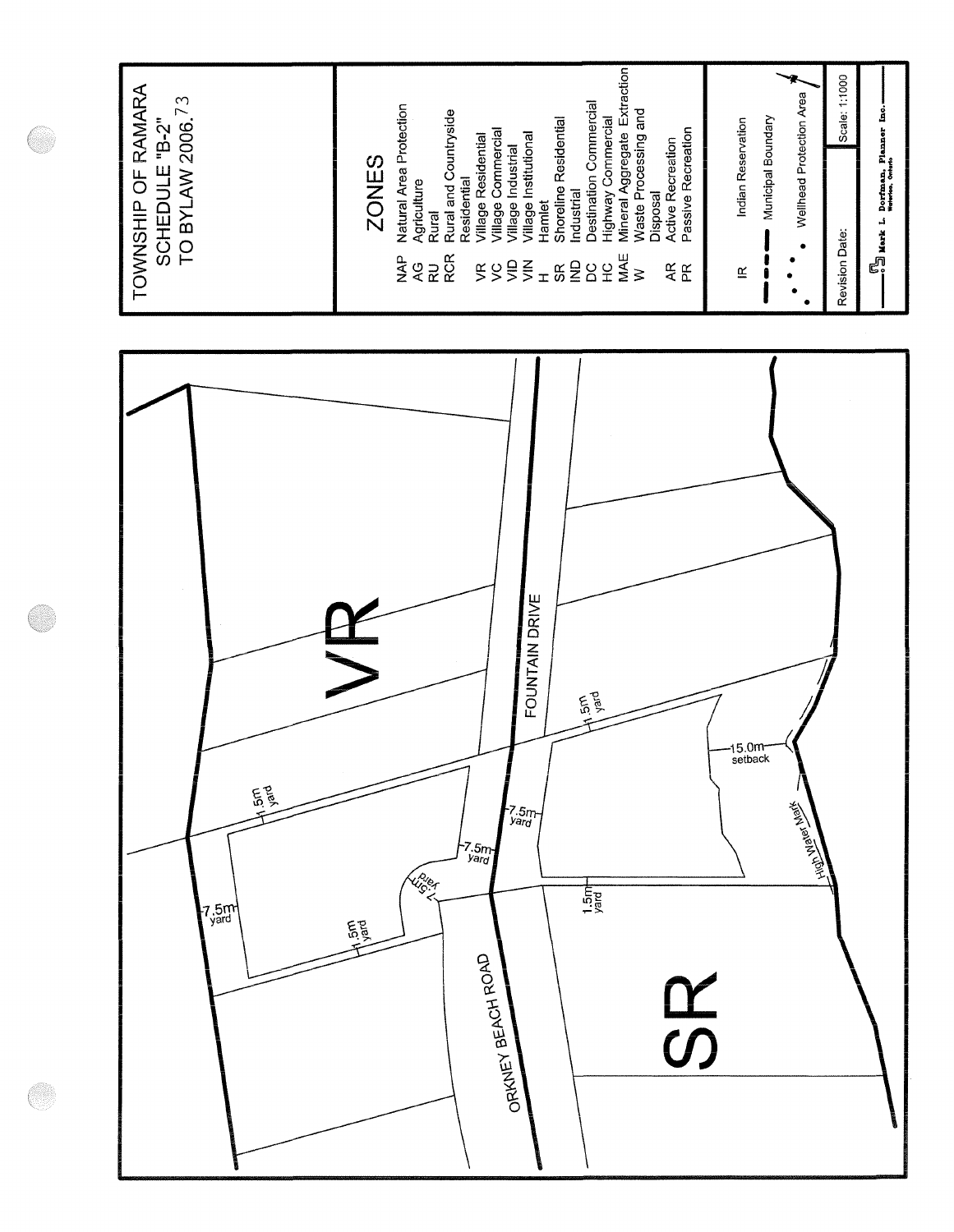# TOWNSHIP OF RAMARA
## SCHEDULE "B-2"
## TO BYLAW 2006.73

### ZONES

- NAP Natural Area Protection
- AG Agriculture
- RU Rural
- RCR Rural and Countryside Residential
- VR Village Residential
- VC Village Commercial
- VID Village Industrial
- VIN Village Institutional
- H Hamlet
- SR Shoreline Residential
- IND Industrial
- DC Destination Commercial
- HC Highway Commercial
- MAE Mineral Aggregate Extraction
- W Waste Processing and Disposal
- AR Active Recreation
- PR Passive Recreation

- IR Indian Reservation
- Municipal Boundary
- Wellhead Protection Area

Revision Date:

Scale: 1:1000

Mark L. Dorfman, Planner Inc.
Waterloo, Ontario

VR

SR

FOUNTAIN DRIVE

ORKNEY BEACH ROAD

1.5m yard

7.5m yard

1.5m yard

7.5m yard

7.5m yard

1.5m yard

7.5m yard

1.5m yard

15.0m setback

High Water Mark